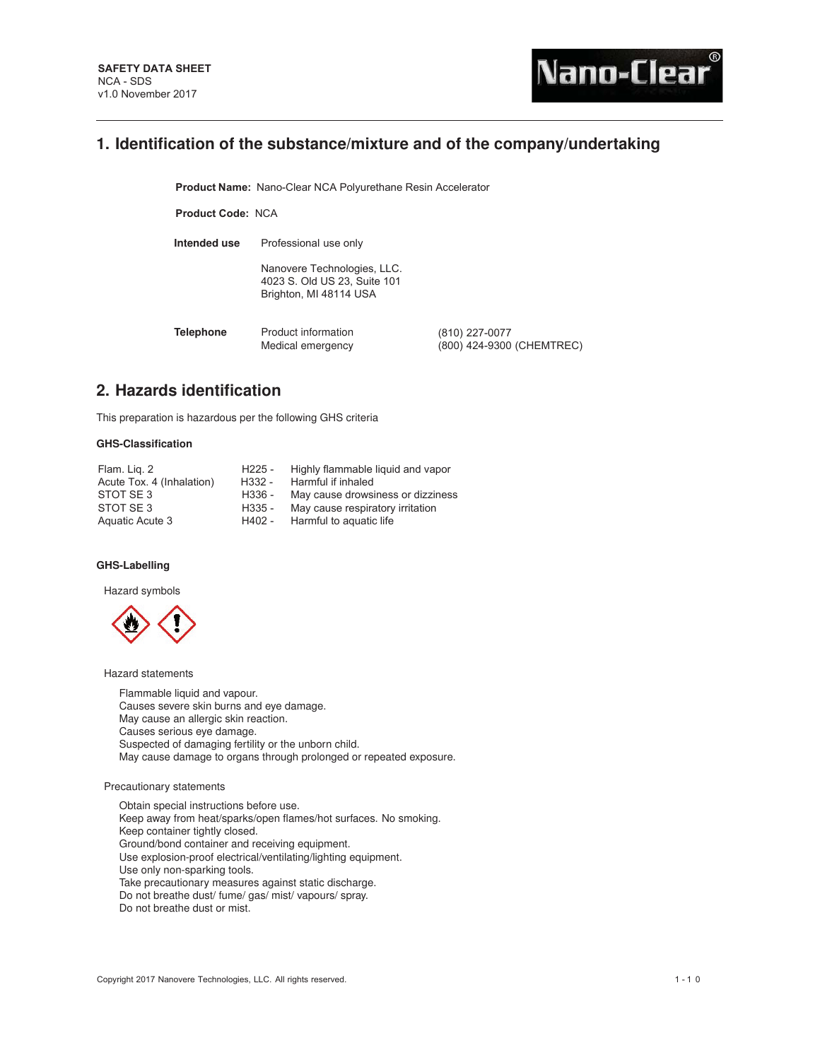**SAFETY DATA SHEET**
NCA - SDS
v1.0 November 2017

## 1. Identification of the substance/mixture and of the company/undertaking

**Product Name:** Nano-Clear NCA Polyurethane Resin Accelerator

**Product Code:** NCA

| | | |
|---|---|---|
| **Intended use** | Professional use only | |
| | Nanovere Technologies, LLC.<br>4023 S. Old US 23, Suite 101<br>Brighton, MI 48114 USA | |
| **Telephone** | Product information | (810) 227-0077 |
| | Medical emergency | (800) 424-9300 (CHEMTREC) |

## 2. Hazards identification

This preparation is hazardous per the following GHS criteria

### GHS-Classification

| | | |
|---|---|---|
| Flam. Liq. 2 | H225 - | Highly flammable liquid and vapor |
| Acute Tox. 4 (Inhalation) | H332 - | Harmful if inhaled |
| STOT SE 3 | H336 - | May cause drowsiness or dizziness |
| STOT SE 3 | H335 - | May cause respiratory irritation |
| Aquatic Acute 3 | H402 - | Harmful to aquatic life |

### GHS-Labelling

Hazard symbols

Hazard statements

Flammable liquid and vapour.
Causes severe skin burns and eye damage.
May cause an allergic skin reaction.
Causes serious eye damage.
Suspected of damaging fertility or the unborn child.
May cause damage to organs through prolonged or repeated exposure.

Precautionary statements

Obtain special instructions before use.
Keep away from heat/sparks/open flames/hot surfaces. No smoking.
Keep container tightly closed.
Ground/bond container and receiving equipment.
Use explosion-proof electrical/ventilating/lighting equipment.
Use only non-sparking tools.
Take precautionary measures against static discharge.
Do not breathe dust/ fume/ gas/ mist/ vapours/ spray.
Do not breathe dust or mist.

Copyright 2017 Nanovere Technologies, LLC. All rights reserved.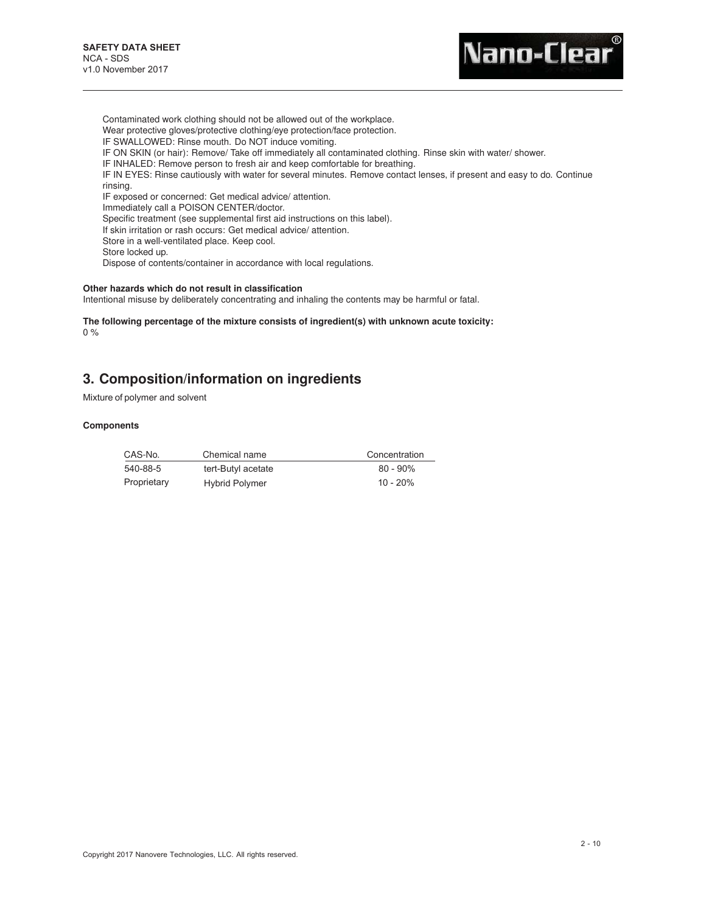Contaminated work clothing should not be allowed out of the workplace.
Wear protective gloves/protective clothing/eye protection/face protection.
IF SWALLOWED: Rinse mouth. Do NOT induce vomiting.
IF ON SKIN (or hair): Remove/ Take off immediately all contaminated clothing. Rinse skin with water/ shower.
IF INHALED: Remove person to fresh air and keep comfortable for breathing.
IF IN EYES: Rinse cautiously with water for several minutes. Remove contact lenses, if present and easy to do. Continue rinsing.
IF exposed or concerned: Get medical advice/ attention.
Immediately call a POISON CENTER/doctor.
Specific treatment (see supplemental first aid instructions on this label).
If skin irritation or rash occurs: Get medical advice/ attention.
Store in a well-ventilated place. Keep cool.
Store locked up.
Dispose of contents/container in accordance with local regulations.

**Other hazards which do not result in classification**

Intentional misuse by deliberately concentrating and inhaling the contents may be harmful or fatal.

**The following percentage of the mixture consists of ingredient(s) with unknown acute toxicity:**

0 %

## 3. Composition/information on ingredients

Mixture of polymer and solvent

**Components**

| CAS-No. | Chemical name | Concentration |
|---|---|---|
| 540-88-5 | tert-Butyl acetate | 80 - 90% |
| Proprietary | Hybrid Polymer | 10 - 20% |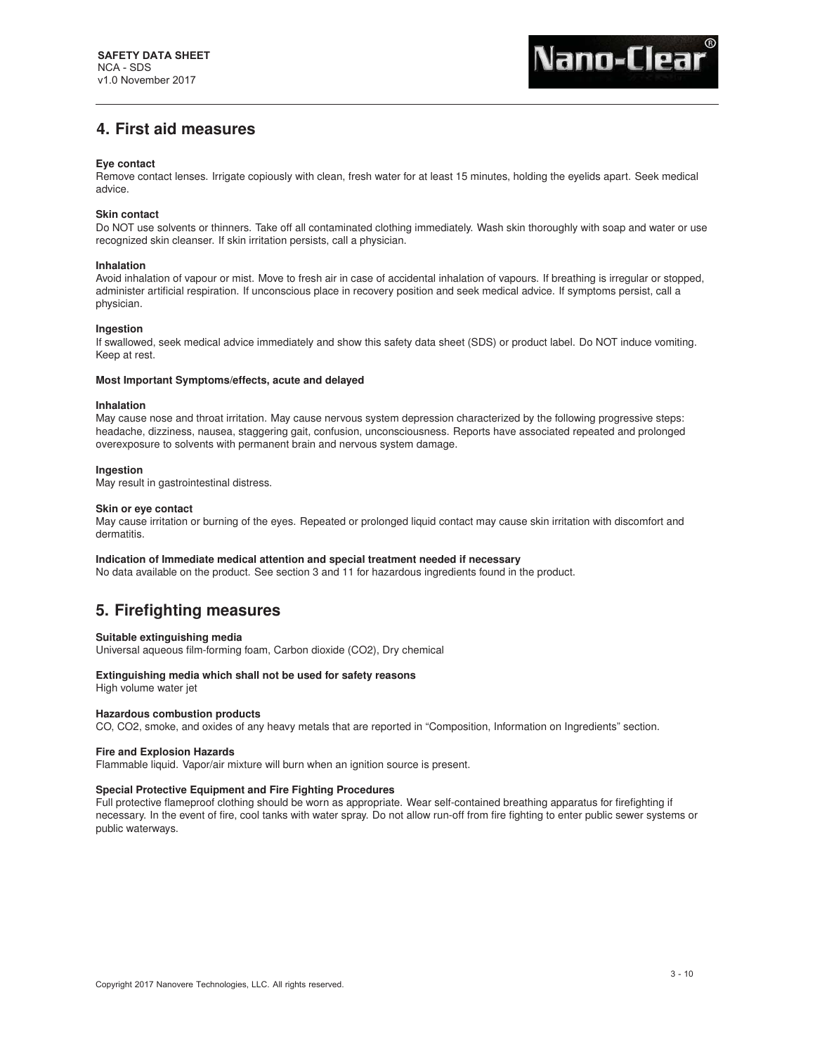## 4. First aid measures

**Eye contact**
Remove contact lenses. Irrigate copiously with clean, fresh water for at least 15 minutes, holding the eyelids apart. Seek medical advice.

**Skin contact**
Do NOT use solvents or thinners. Take off all contaminated clothing immediately. Wash skin thoroughly with soap and water or use recognized skin cleanser. If skin irritation persists, call a physician.

**Inhalation**
Avoid inhalation of vapour or mist. Move to fresh air in case of accidental inhalation of vapours. If breathing is irregular or stopped, administer artificial respiration. If unconscious place in recovery position and seek medical advice. If symptoms persist, call a physician.

**Ingestion**
If swallowed, seek medical advice immediately and show this safety data sheet (SDS) or product label. Do NOT induce vomiting. Keep at rest.

**Most Important Symptoms/effects, acute and delayed**

**Inhalation**
May cause nose and throat irritation. May cause nervous system depression characterized by the following progressive steps: headache, dizziness, nausea, staggering gait, confusion, unconsciousness. Reports have associated repeated and prolonged overexposure to solvents with permanent brain and nervous system damage.

**Ingestion**
May result in gastrointestinal distress.

**Skin or eye contact**
May cause irritation or burning of the eyes. Repeated or prolonged liquid contact may cause skin irritation with discomfort and dermatitis.

**Indication of Immediate medical attention and special treatment needed if necessary**
No data available on the product. See section 3 and 11 for hazardous ingredients found in the product.

## 5. Firefighting measures

**Suitable extinguishing media**
Universal aqueous film-forming foam, Carbon dioxide ($CO_2$), Dry chemical

**Extinguishing media which shall not be used for safety reasons**
High volume water jet

**Hazardous combustion products**
CO, $CO_2$, smoke, and oxides of any heavy metals that are reported in “Composition, Information on Ingredients” section.

**Fire and Explosion Hazards**
Flammable liquid. Vapor/air mixture will burn when an ignition source is present.

**Special Protective Equipment and Fire Fighting Procedures**
Full protective flameproof clothing should be worn as appropriate. Wear self-contained breathing apparatus for firefighting if necessary. In the event of fire, cool tanks with water spray. Do not allow run-off from fire fighting to enter public sewer systems or public waterways.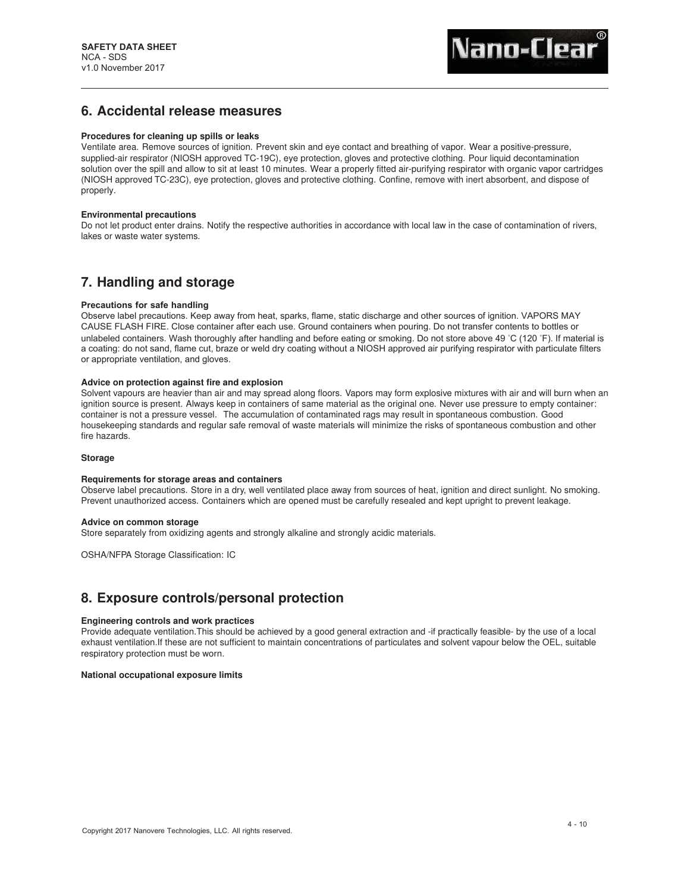## 6. Accidental release measures

**Procedures for cleaning up spills or leaks**

Ventilate area. Remove sources of ignition. Prevent skin and eye contact and breathing of vapor. Wear a positive-pressure, supplied-air respirator (NIOSH approved TC-19C), eye protection, gloves and protective clothing. Pour liquid decontamination solution over the spill and allow to sit at least 10 minutes. Wear a properly fitted air-purifying respirator with organic vapor cartridges (NIOSH approved TC-23C), eye protection, gloves and protective clothing. Confine, remove with inert absorbent, and dispose of properly.

**Environmental precautions**

Do not let product enter drains. Notify the respective authorities in accordance with local law in the case of contamination of rivers, lakes or waste water systems.

## 7. Handling and storage

**Precautions for safe handling**

Observe label precautions. Keep away from heat, sparks, flame, static discharge and other sources of ignition. VAPORS MAY CAUSE FLASH FIRE. Close container after each use. Ground containers when pouring. Do not transfer contents to bottles or unlabeled containers. Wash thoroughly after handling and before eating or smoking. Do not store above 49 ˚C (120 ˚F). If material is a coating: do not sand, flame cut, braze or weld dry coating without a NIOSH approved air purifying respirator with particulate filters or appropriate ventilation, and gloves.

**Advice on protection against fire and explosion**

Solvent vapours are heavier than air and may spread along floors. Vapors may form explosive mixtures with air and will burn when an ignition source is present. Always keep in containers of same material as the original one. Never use pressure to empty container: container is not a pressure vessel. The accumulation of contaminated rags may result in spontaneous combustion. Good housekeeping standards and regular safe removal of waste materials will minimize the risks of spontaneous combustion and other fire hazards.

**Storage**

**Requirements for storage areas and containers**

Observe label precautions. Store in a dry, well ventilated place away from sources of heat, ignition and direct sunlight. No smoking. Prevent unauthorized access. Containers which are opened must be carefully resealed and kept upright to prevent leakage.

**Advice on common storage**

Store separately from oxidizing agents and strongly alkaline and strongly acidic materials.

OSHA/NFPA Storage Classification: IC

## 8. Exposure controls/personal protection

**Engineering controls and work practices**

Provide adequate ventilation.This should be achieved by a good general extraction and -if practically feasible- by the use of a local exhaust ventilation.If these are not sufficient to maintain concentrations of particulates and solvent vapour below the OEL, suitable respiratory protection must be worn.

**National occupational exposure limits**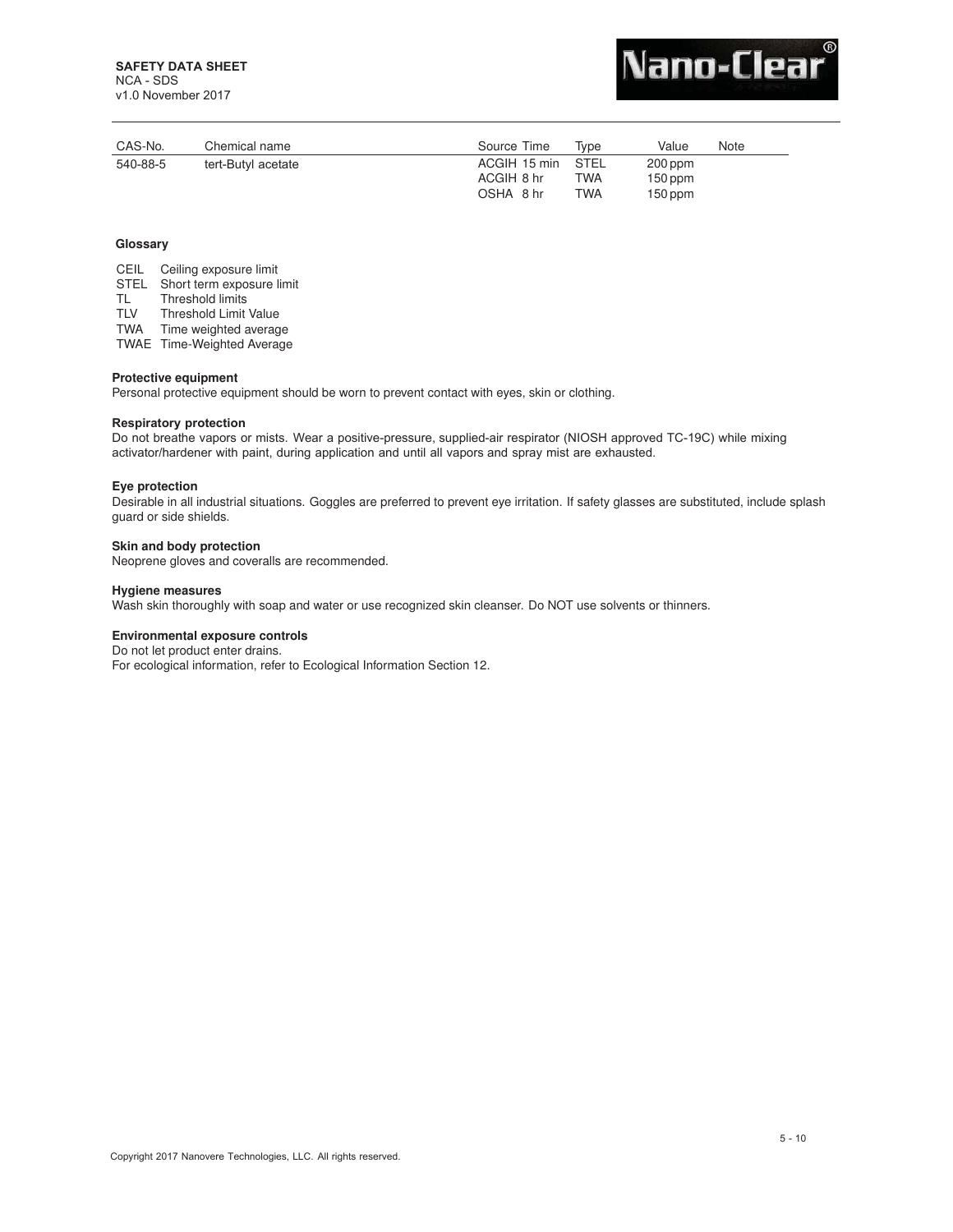| CAS-No. | Chemical name | Source | Time | Type | Value | Note |
|---|---|---|---|---|---|---|
| 540-88-5 | tert-Butyl acetate | ACGIH | 15 min | STEL | 200 ppm | |
| | | ACGIH | 8 hr | TWA | 150 ppm | |
| | | OSHA | 8 hr | TWA | 150 ppm | |

**Glossary**

| | |
|---|---|
| CEIL | Ceiling exposure limit |
| STEL | Short term exposure limit |
| TL | Threshold limits |
| TLV | Threshold Limit Value |
| TWA | Time weighted average |
| TWAE | Time-Weighted Average |

**Protective equipment**

Personal protective equipment should be worn to prevent contact with eyes, skin or clothing.

**Respiratory protection**

Do not breathe vapors or mists. Wear a positive-pressure, supplied-air respirator (NIOSH approved TC-19C) while mixing activator/hardener with paint, during application and until all vapors and spray mist are exhausted.

**Eye protection**

Desirable in all industrial situations. Goggles are preferred to prevent eye irritation. If safety glasses are substituted, include splash guard or side shields.

**Skin and body protection**

Neoprene gloves and coveralls are recommended.

**Hygiene measures**

Wash skin thoroughly with soap and water or use recognized skin cleanser. Do NOT use solvents or thinners.

**Environmental exposure controls**

Do not let product enter drains.
For ecological information, refer to Ecological Information Section 12.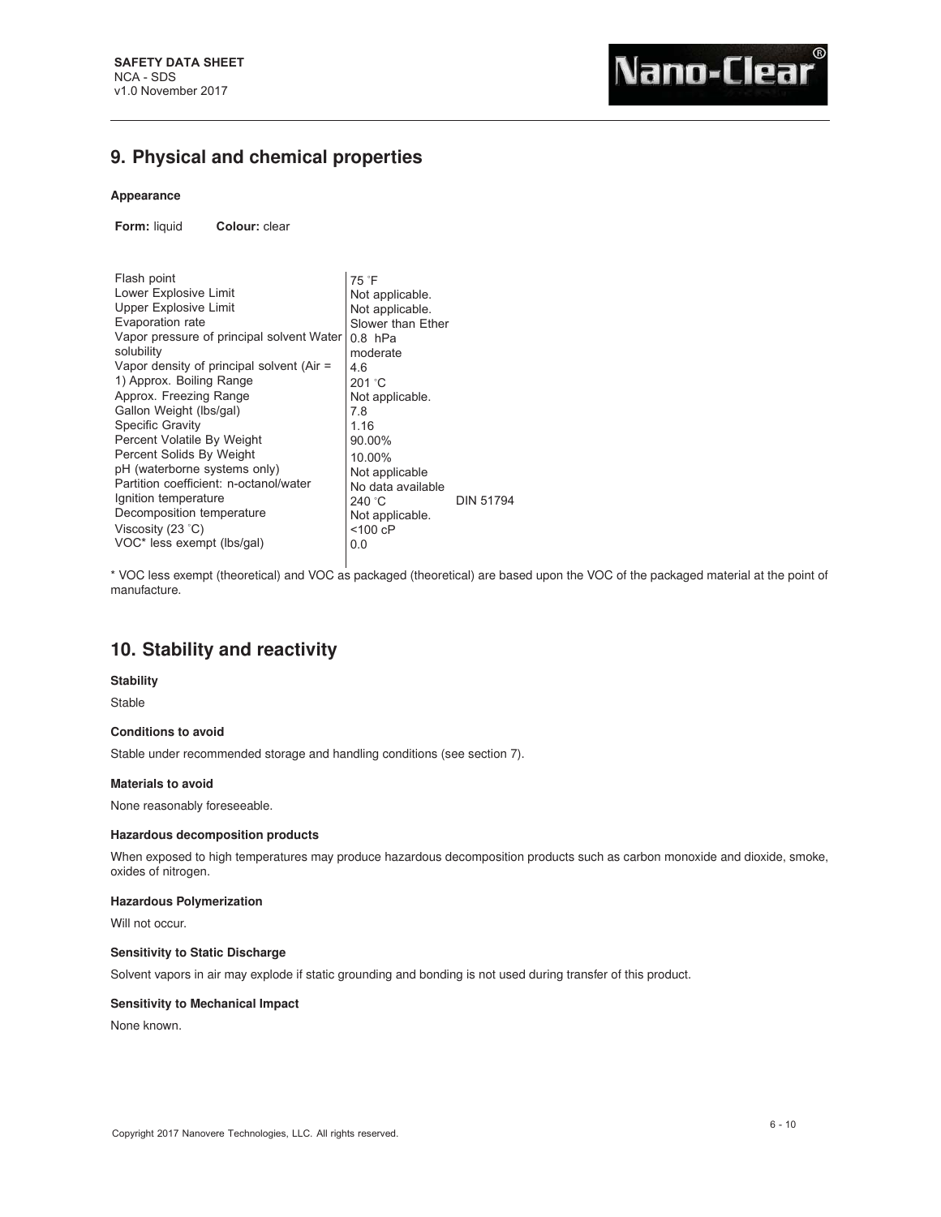## 9. Physical and chemical properties

**Appearance**

**Form:** liquid **Colour:** clear

| Property | Value | |
|---|---|---|
| Flash point | 75 °F | |
| Lower Explosive Limit | Not applicable. | |
| Upper Explosive Limit | Not applicable. | |
| Evaporation rate | Slower than Ether | |
| Vapor pressure of principal solvent | 0.8 hPa | |
| Water solubility | moderate | |
| Vapor density of principal solvent (Air = 1) | 4.6 | |
| Approx. Boiling Range | 201 °C | |
| Approx. Freezing Range | Not applicable. | |
| Gallon Weight (lbs/gal) | 7.8 | |
| Specific Gravity | 1.16 | |
| Percent Volatile By Weight | 90.00% | |
| Percent Solids By Weight | 10.00% | |
| pH (waterborne systems only) | Not applicable | |
| Partition coefficient: n-octanol/water | No data available | |
| Ignition temperature | 240 °C | DIN 51794 |
| Decomposition temperature | Not applicable. | |
| Viscosity (23 °C) | <100 cP | |
| VOC* less exempt (lbs/gal) | 0.0 | |

* VOC less exempt (theoretical) and VOC as packaged (theoretical) are based upon the VOC of the packaged material at the point of manufacture.

## 10. Stability and reactivity

**Stability**

Stable

**Conditions to avoid**

Stable under recommended storage and handling conditions (see section 7).

**Materials to avoid**

None reasonably foreseeable.

**Hazardous decomposition products**

When exposed to high temperatures may produce hazardous decomposition products such as carbon monoxide and dioxide, smoke, oxides of nitrogen.

**Hazardous Polymerization**

Will not occur.

**Sensitivity to Static Discharge**

Solvent vapors in air may explode if static grounding and bonding is not used during transfer of this product.

**Sensitivity to Mechanical Impact**

None known.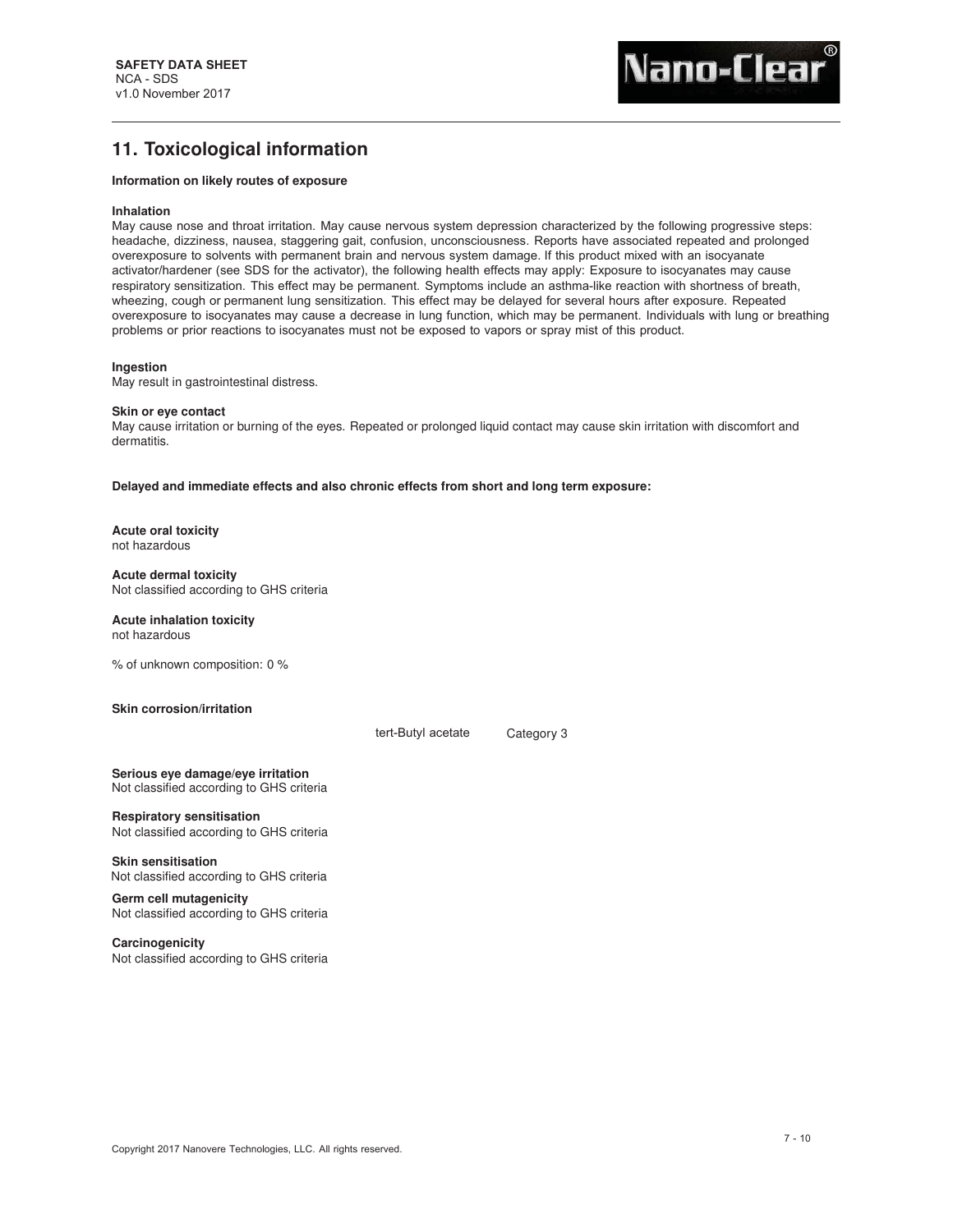## 11. Toxicological information

**Information on likely routes of exposure**

**Inhalation**

May cause nose and throat irritation. May cause nervous system depression characterized by the following progressive steps: headache, dizziness, nausea, staggering gait, confusion, unconsciousness. Reports have associated repeated and prolonged overexposure to solvents with permanent brain and nervous system damage. If this product mixed with an isocyanate activator/hardener (see SDS for the activator), the following health effects may apply: Exposure to isocyanates may cause respiratory sensitization. This effect may be permanent. Symptoms include an asthma-like reaction with shortness of breath, wheezing, cough or permanent lung sensitization. This effect may be delayed for several hours after exposure. Repeated overexposure to isocyanates may cause a decrease in lung function, which may be permanent. Individuals with lung or breathing problems or prior reactions to isocyanates must not be exposed to vapors or spray mist of this product.

**Ingestion**

May result in gastrointestinal distress.

**Skin or eye contact**

May cause irritation or burning of the eyes. Repeated or prolonged liquid contact may cause skin irritation with discomfort and dermatitis.

**Delayed and immediate effects and also chronic effects from short and long term exposure:**

**Acute oral toxicity**

not hazardous

**Acute dermal toxicity**

Not classified according to GHS criteria

**Acute inhalation toxicity**

not hazardous

% of unknown composition: 0 %

**Skin corrosion/irritation**

| | |
|---|---|
| tert-Butyl acetate | Category 3 |

**Serious eye damage/eye irritation**

Not classified according to GHS criteria

**Respiratory sensitisation**

Not classified according to GHS criteria

**Skin sensitisation**

Not classified according to GHS criteria

**Germ cell mutagenicity**

Not classified according to GHS criteria

**Carcinogenicity**

Not classified according to GHS criteria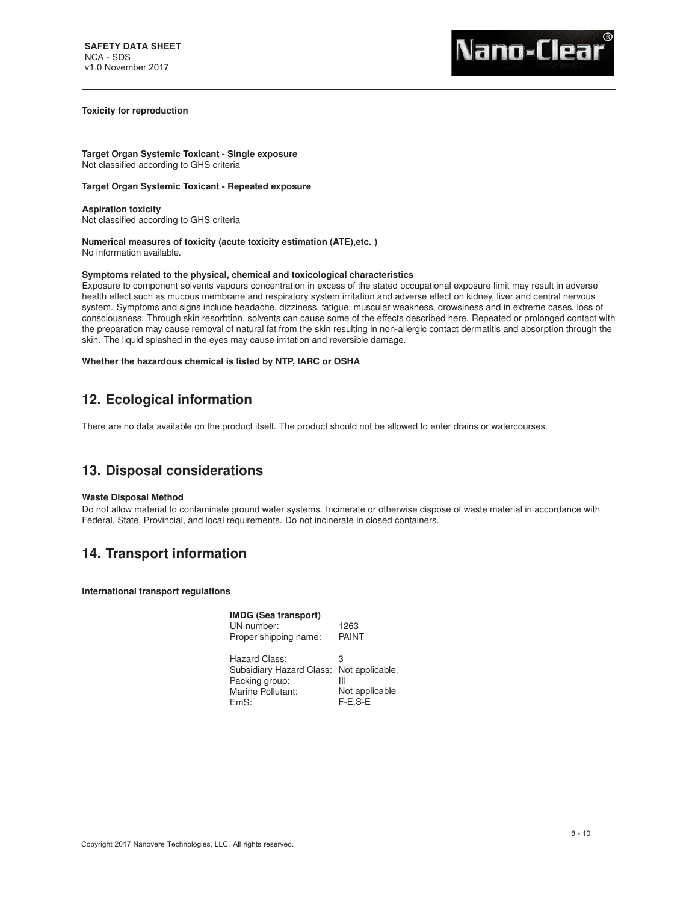**Toxicity for reproduction**

**Target Organ Systemic Toxicant - Single exposure**
Not classified according to GHS criteria

**Target Organ Systemic Toxicant - Repeated exposure**

**Aspiration toxicity**
Not classified according to GHS criteria

**Numerical measures of toxicity (acute toxicity estimation (ATE),etc. )**
No information available.

**Symptoms related to the physical, chemical and toxicological characteristics**
Exposure to component solvents vapours concentration in excess of the stated occupational exposure limit may result in adverse health effect such as mucous membrane and respiratory system irritation and adverse effect on kidney, liver and central nervous system. Symptoms and signs include headache, dizziness, fatigue, muscular weakness, drowsiness and in extreme cases, loss of consciousness. Through skin resorbtion, solvents can cause some of the effects described here. Repeated or prolonged contact with the preparation may cause removal of natural fat from the skin resulting in non-allergic contact dermatitis and absorption through the skin. The liquid splashed in the eyes may cause irritation and reversible damage.

**Whether the hazardous chemical is listed by NTP, IARC or OSHA**

## 12. Ecological information

There are no data available on the product itself. The product should not be allowed to enter drains or watercourses.

## 13. Disposal considerations

**Waste Disposal Method**
Do not allow material to contaminate ground water systems. Incinerate or otherwise dispose of waste material in accordance with Federal, State, Provincial, and local requirements. Do not incinerate in closed containers.

## 14. Transport information

**International transport regulations**

**IMDG (Sea transport)**

| | |
|---|---|
| UN number: | 1263 |
| Proper shipping name: | PAINT |
| Hazard Class: | 3 |
| Subsidiary Hazard Class: | Not applicable. |
| Packing group: | III |
| Marine Pollutant: | Not applicable |
| EmS: | F-E,S-E |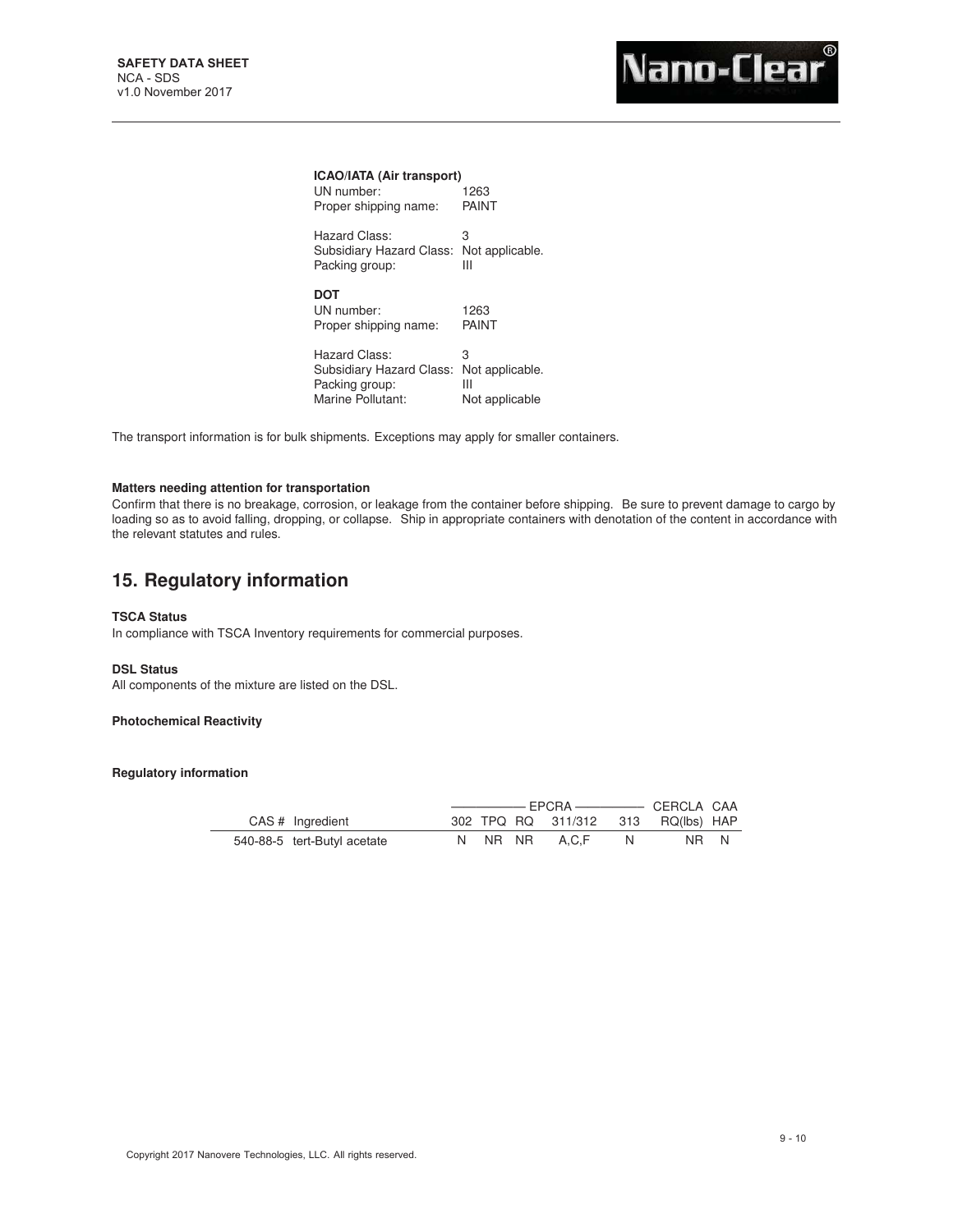**ICAO/IATA (Air transport)**

UN number: 1263
Proper shipping name: PAINT

Hazard Class: 3
Subsidiary Hazard Class: Not applicable.
Packing group: III

**DOT**

UN number: 1263
Proper shipping name: PAINT

Hazard Class: 3
Subsidiary Hazard Class: Not applicable.
Packing group: III
Marine Pollutant: Not applicable

The transport information is for bulk shipments. Exceptions may apply for smaller containers.

**Matters needing attention for transportation**

Confirm that there is no breakage, corrosion, or leakage from the container before shipping. Be sure to prevent damage to cargo by loading so as to avoid falling, dropping, or collapse. Ship in appropriate containers with denotation of the content in accordance with the relevant statutes and rules.

## 15. Regulatory information

**TSCA Status**

In compliance with TSCA Inventory requirements for commercial purposes.

**DSL Status**

All components of the mixture are listed on the DSL.

**Photochemical Reactivity**

**Regulatory information**

| | | EPCRA | | | | | CERCLA | CAA |
|---|---|---|---|---|---|---|---|---|
| CAS # | Ingredient | 302 | TPQ | RQ | 311/312 | 313 | RQ(lbs) | HAP |
| 540-88-5 | tert-Butyl acetate | N | NR | NR | A,C,F | N | NR | N |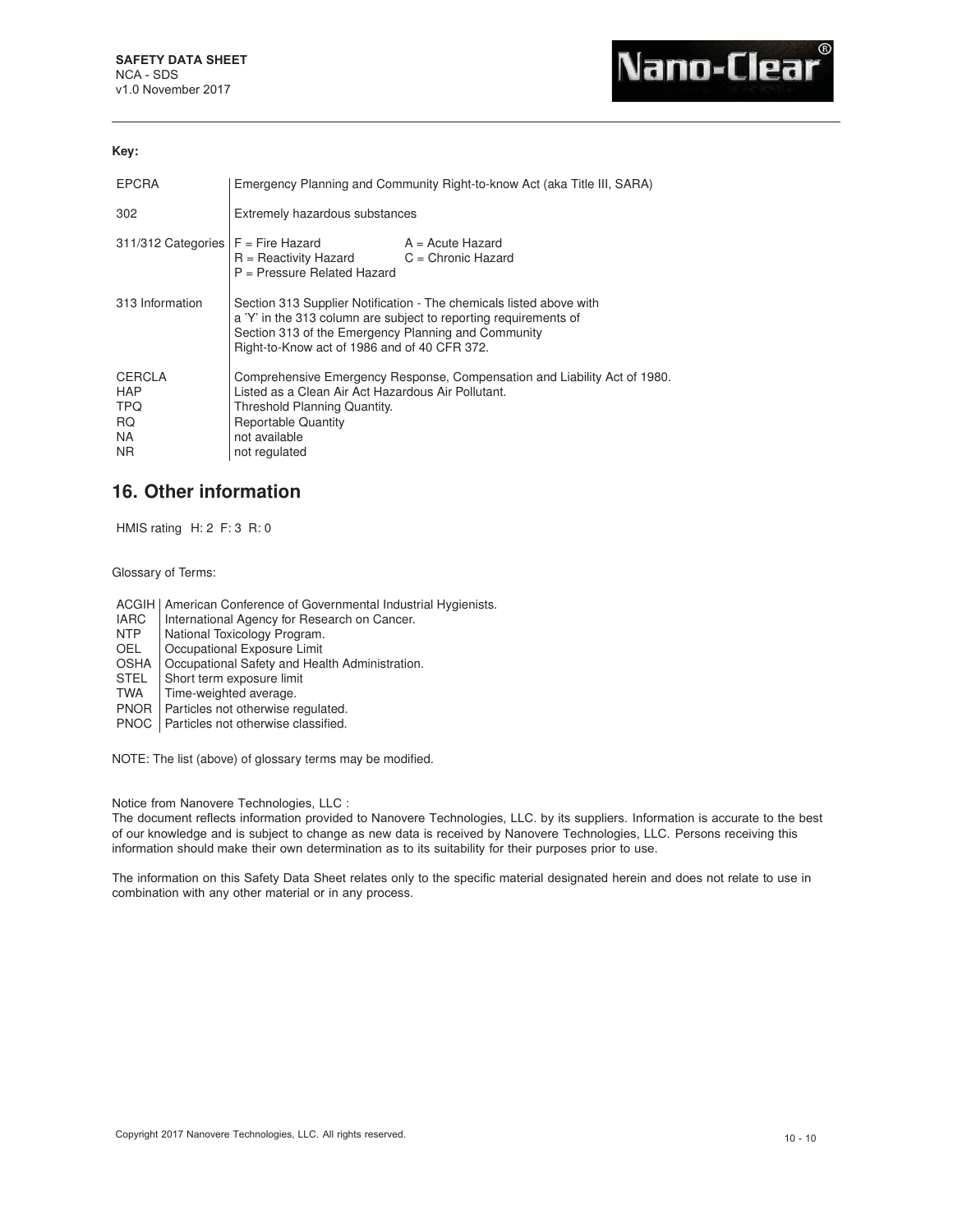**Key:**

| | |
|---|---|
| EPCRA | Emergency Planning and Community Right-to-know Act (aka Title III, SARA) |
| 302 | Extremely hazardous substances |
| 311/312 Categories | F = Fire Hazard<br>R = Reactivity Hazard<br>P = Pressure Related Hazard<br>A = Acute Hazard<br>C = Chronic Hazard |
| 313 Information | Section 313 Supplier Notification - The chemicals listed above with a 'Y' in the 313 column are subject to reporting requirements of Section 313 of the Emergency Planning and Community Right-to-Know act of 1986 and of 40 CFR 372. |
| CERCLA | Comprehensive Emergency Response, Compensation and Liability Act of 1980. |
| HAP | Listed as a Clean Air Act Hazardous Air Pollutant. |
| TPQ | Threshold Planning Quantity. |
| RQ | Reportable Quantity |
| NA | not available |
| NR | not regulated |

## 16. Other information

HMIS rating H: 2 F: 3 R: 0

Glossary of Terms:

| | |
|---|---|
| ACGIH | American Conference of Governmental Industrial Hygienists. |
| IARC | International Agency for Research on Cancer. |
| NTP | National Toxicology Program. |
| OEL | Occupational Exposure Limit |
| OSHA | Occupational Safety and Health Administration. |
| STEL | Short term exposure limit |
| TWA | Time-weighted average. |
| PNOR | Particles not otherwise regulated. |
| PNOC | Particles not otherwise classified. |

NOTE: The list (above) of glossary terms may be modified.

Notice from Nanovere Technologies, LLC :
The document reflects information provided to Nanovere Technologies, LLC. by its suppliers. Information is accurate to the best of our knowledge and is subject to change as new data is received by Nanovere Technologies, LLC. Persons receiving this information should make their own determination as to its suitability for their purposes prior to use.

The information on this Safety Data Sheet relates only to the specific material designated herein and does not relate to use in combination with any other material or in any process.